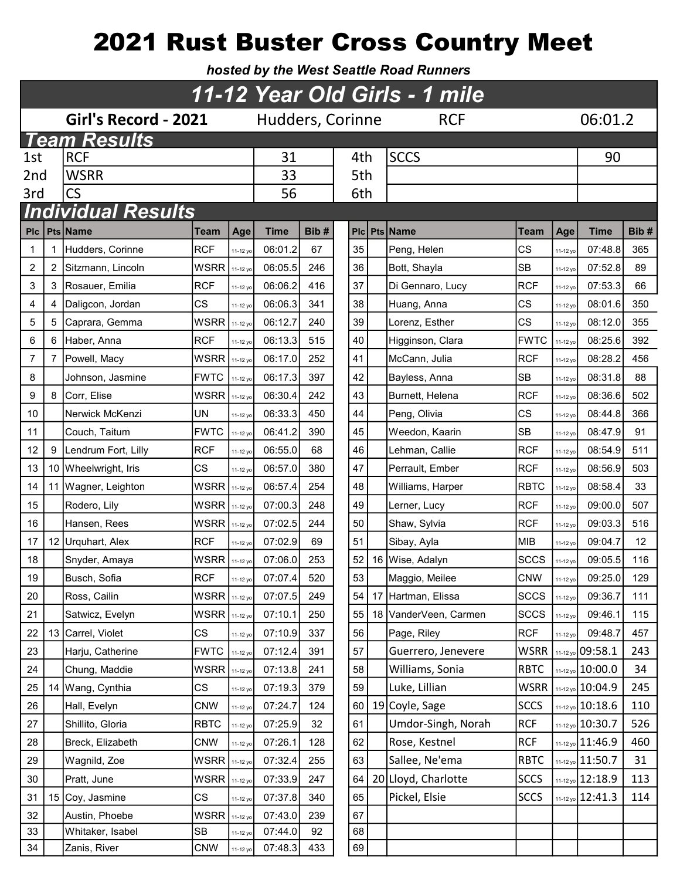# 2021 Rust Buster Cross Country Meet

***hosted by the West Seattle Road Runners***

## *11-12 Year Old Girls - 1 mile*

**Girl's Record - 2021** Hudders, Corinne RCF 06:01.2

### *Team Results*

| | | | | | |
|---|---|---|---|---|---|
| 1st | RCF | 31 | 4th | SCCS | 90 |
| 2nd | WSRR | 33 | 5th | | |
| 3rd | CS | 56 | 6th | | |

### *Individual Results*

| Plc | Pts | Name | Team | Age | Time | Bib # |
|---|---|---|---|---|---|---|
| 1 | 1 | Hudders, Corinne | RCF | 11-12 yo | 06:01.2 | 67 |
| 2 | 2 | Sitzmann, Lincoln | WSRR | 11-12 yo | 06:05.5 | 246 |
| 3 | 3 | Rosauer, Emilia | RCF | 11-12 yo | 06:06.2 | 416 |
| 4 | 4 | Daligcon, Jordan | CS | 11-12 yo | 06:06.3 | 341 |
| 5 | 5 | Caprara, Gemma | WSRR | 11-12 yo | 06:12.7 | 240 |
| 6 | 6 | Haber, Anna | RCF | 11-12 yo | 06:13.3 | 515 |
| 7 | 7 | Powell, Macy | WSRR | 11-12 yo | 06:17.0 | 252 |
| 8 | | Johnson, Jasmine | FWTC | 11-12 yo | 06:17.3 | 397 |
| 9 | 8 | Corr, Elise | WSRR | 11-12 yo | 06:30.4 | 242 |
| 10 | | Nerwick McKenzi | UN | 11-12 yo | 06:33.3 | 450 |
| 11 | | Couch, Taitum | FWTC | 11-12 yo | 06:41.2 | 390 |
| 12 | 9 | Lendrum Fort, Lilly | RCF | 11-12 yo | 06:55.0 | 68 |
| 13 | 10 | Wheelwright, Iris | CS | 11-12 yo | 06:57.0 | 380 |
| 14 | 11 | Wagner, Leighton | WSRR | 11-12 yo | 06:57.4 | 254 |
| 15 | | Rodero, Lily | WSRR | 11-12 yo | 07:00.3 | 248 |
| 16 | | Hansen, Rees | WSRR | 11-12 yo | 07:02.5 | 244 |
| 17 | 12 | Urquhart, Alex | RCF | 11-12 yo | 07:02.9 | 69 |
| 18 | | Snyder, Amaya | WSRR | 11-12 yo | 07:06.0 | 253 |
| 19 | | Busch, Sofia | RCF | 11-12 yo | 07:07.4 | 520 |
| 20 | | Ross, Cailin | WSRR | 11-12 yo | 07:07.5 | 249 |
| 21 | | Satwicz, Evelyn | WSRR | 11-12 yo | 07:10.1 | 250 |
| 22 | 13 | Carrel, Violet | CS | 11-12 yo | 07:10.9 | 337 |
| 23 | | Harju, Catherine | FWTC | 11-12 yo | 07:12.4 | 391 |
| 24 | | Chung, Maddie | WSRR | 11-12 yo | 07:13.8 | 241 |
| 25 | 14 | Wang, Cynthia | CS | 11-12 yo | 07:19.3 | 379 |
| 26 | | Hall, Evelyn | CNW | 11-12 yo | 07:24.7 | 124 |
| 27 | | Shillito, Gloria | RBTC | 11-12 yo | 07:25.9 | 32 |
| 28 | | Breck, Elizabeth | CNW | 11-12 yo | 07:26.1 | 128 |
| 29 | | Wagnild, Zoe | WSRR | 11-12 yo | 07:32.4 | 255 |
| 30 | | Pratt, June | WSRR | 11-12 yo | 07:33.9 | 247 |
| 31 | 15 | Coy, Jasmine | CS | 11-12 yo | 07:37.8 | 340 |
| 32 | | Austin, Phoebe | WSRR | 11-12 yo | 07:43.0 | 239 |
| 33 | | Whitaker, Isabel | SB | 11-12 yo | 07:44.0 | 92 |
| 34 | | Zanis, River | CNW | 11-12 yo | 07:48.3 | 433 |
| 35 | | Peng, Helen | CS | 11-12 yo | 07:48.8 | 365 |
| 36 | | Bott, Shayla | SB | 11-12 yo | 07:52.8 | 89 |
| 37 | | Di Gennaro, Lucy | RCF | 11-12 yo | 07:53.3 | 66 |
| 38 | | Huang, Anna | CS | 11-12 yo | 08:01.6 | 350 |
| 39 | | Lorenz, Esther | CS | 11-12 yo | 08:12.0 | 355 |
| 40 | | Higginson, Clara | FWTC | 11-12 yo | 08:25.6 | 392 |
| 41 | | McCann, Julia | RCF | 11-12 yo | 08:28.2 | 456 |
| 42 | | Bayless, Anna | SB | 11-12 yo | 08:31.8 | 88 |
| 43 | | Burnett, Helena | RCF | 11-12 yo | 08:36.6 | 502 |
| 44 | | Peng, Olivia | CS | 11-12 yo | 08:44.8 | 366 |
| 45 | | Weedon, Kaarin | SB | 11-12 yo | 08:47.9 | 91 |
| 46 | | Lehman, Callie | RCF | 11-12 yo | 08:54.9 | 511 |
| 47 | | Perrault, Ember | RCF | 11-12 yo | 08:56.9 | 503 |
| 48 | | Williams, Harper | RBTC | 11-12 yo | 08:58.4 | 33 |
| 49 | | Lerner, Lucy | RCF | 11-12 yo | 09:00.0 | 507 |
| 50 | | Shaw, Sylvia | RCF | 11-12 yo | 09:03.3 | 516 |
| 51 | | Sibay, Ayla | MIB | 11-12 yo | 09:04.7 | 12 |
| 52 | 16 | Wise, Adalyn | SCCS | 11-12 yo | 09:05.5 | 116 |
| 53 | | Maggio, Meilee | CNW | 11-12 yo | 09:25.0 | 129 |
| 54 | 17 | Hartman, Elissa | SCCS | 11-12 yo | 09:36.7 | 111 |
| 55 | 18 | VanderVeen, Carmen | SCCS | 11-12 yo | 09:46.1 | 115 |
| 56 | | Page, Riley | RCF | 11-12 yo | 09:48.7 | 457 |
| 57 | | Guerrero, Jenevere | WSRR | 11-12 yo | 09:58.1 | 243 |
| 58 | | Williams, Sonia | RBTC | 11-12 yo | 10:00.0 | 34 |
| 59 | | Luke, Lillian | WSRR | 11-12 yo | 10:04.9 | 245 |
| 60 | 19 | Coyle, Sage | SCCS | 11-12 yo | 10:18.6 | 110 |
| 61 | | Umdor-Singh, Norah | RCF | 11-12 yo | 10:30.7 | 526 |
| 62 | | Rose, Kestnel | RCF | 11-12 yo | 11:46.9 | 460 |
| 63 | | Sallee, Ne'ema | RBTC | 11-12 yo | 11:50.7 | 31 |
| 64 | 20 | Lloyd, Charlotte | SCCS | 11-12 yo | 12:18.9 | 113 |
| 65 | | Pickel, Elsie | SCCS | 11-12 yo | 12:41.3 | 114 |
| 67 | | | | | | |
| 68 | | | | | | |
| 69 | | | | | | |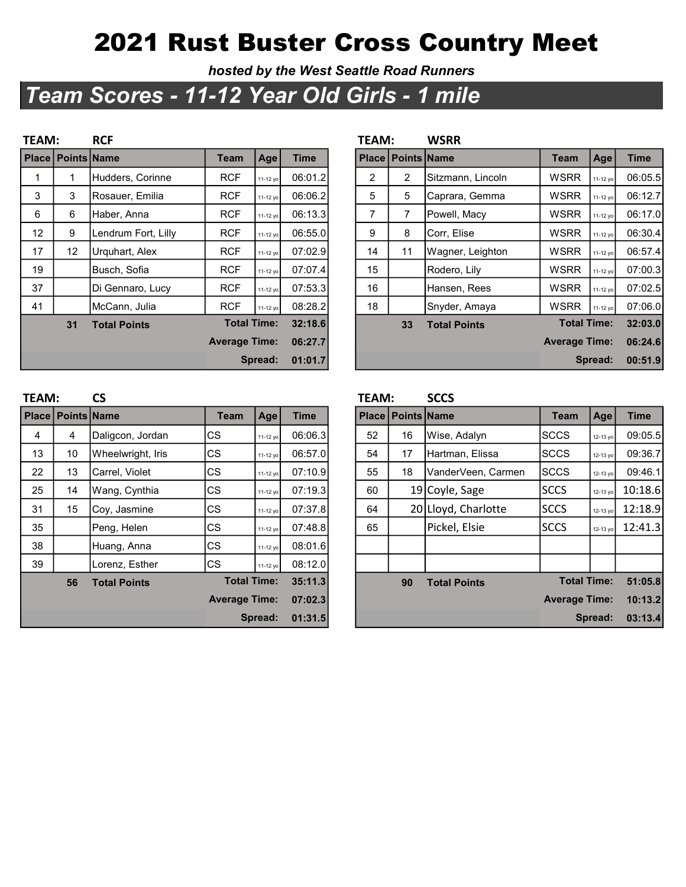# 2021 Rust Buster Cross Country Meet

***hosted by the West Seattle Road Runners***

## *Team Scores - 11-12 Year Old Girls - 1 mile*

**TEAM: RCF**

| Place | Points | Name | Team | Age | Time |
|---|---|---|---|---|---|
| 1 | 1 | Hudders, Corinne | RCF | 11-12 yo | 06:01.2 |
| 3 | 3 | Rosauer, Emilia | RCF | 11-12 yo | 06:06.2 |
| 6 | 6 | Haber, Anna | RCF | 11-12 yo | 06:13.3 |
| 12 | 9 | Lendrum Fort, Lilly | RCF | 11-12 yo | 06:55.0 |
| 17 | 12 | Urquhart, Alex | RCF | 11-12 yo | 07:02.9 |
| 19 | | Busch, Sofia | RCF | 11-12 yo | 07:07.4 |
| 37 | | Di Gennaro, Lucy | RCF | 11-12 yo | 07:53.3 |
| 41 | | McCann, Julia | RCF | 11-12 yo | 08:28.2 |
| | **31** | **Total Points** | | **Total Time:** | **32:18.6** |
| | | | | **Average Time:** | **06:27.7** |
| | | | | **Spread:** | **01:01.7** |

**TEAM: WSRR**

| Place | Points | Name | Team | Age | Time |
|---|---|---|---|---|---|
| 2 | 2 | Sitzmann, Lincoln | WSRR | 11-12 yo | 06:05.5 |
| 5 | 5 | Caprara, Gemma | WSRR | 11-12 yo | 06:12.7 |
| 7 | 7 | Powell, Macy | WSRR | 11-12 yo | 06:17.0 |
| 9 | 8 | Corr, Elise | WSRR | 11-12 yo | 06:30.4 |
| 14 | 11 | Wagner, Leighton | WSRR | 11-12 yo | 06:57.4 |
| 15 | | Rodero, Lily | WSRR | 11-12 yo | 07:00.3 |
| 16 | | Hansen, Rees | WSRR | 11-12 yo | 07:02.5 |
| 18 | | Snyder, Amaya | WSRR | 11-12 yo | 07:06.0 |
| | **33** | **Total Points** | | **Total Time:** | **32:03.0** |
| | | | | **Average Time:** | **06:24.6** |
| | | | | **Spread:** | **00:51.9** |

**TEAM: CS**

| Place | Points | Name | Team | Age | Time |
|---|---|---|---|---|---|
| 4 | 4 | Daligcon, Jordan | CS | 11-12 yo | 06:06.3 |
| 13 | 10 | Wheelwright, Iris | CS | 11-12 yo | 06:57.0 |
| 22 | 13 | Carrel, Violet | CS | 11-12 yo | 07:10.9 |
| 25 | 14 | Wang, Cynthia | CS | 11-12 yo | 07:19.3 |
| 31 | 15 | Coy, Jasmine | CS | 11-12 yo | 07:37.8 |
| 35 | | Peng, Helen | CS | 11-12 yo | 07:48.8 |
| 38 | | Huang, Anna | CS | 11-12 yo | 08:01.6 |
| 39 | | Lorenz, Esther | CS | 11-12 yo | 08:12.0 |
| | **56** | **Total Points** | | **Total Time:** | **35:11.3** |
| | | | | **Average Time:** | **07:02.3** |
| | | | | **Spread:** | **01:31.5** |

**TEAM: SCCS**

| Place | Points | Name | Team | Age | Time |
|---|---|---|---|---|---|
| 52 | 16 | Wise, Adalyn | SCCS | 12-13 yo | 09:05.5 |
| 54 | 17 | Hartman, Elissa | SCCS | 12-13 yo | 09:36.7 |
| 55 | 18 | VanderVeen, Carmen | SCCS | 12-13 yo | 09:46.1 |
| 60 | 19 | Coyle, Sage | SCCS | 12-13 yo | 10:18.6 |
| 64 | 20 | Lloyd, Charlotte | SCCS | 12-13 yo | 12:18.9 |
| 65 | | Pickel, Elsie | SCCS | 12-13 yo | 12:41.3 |
| | | | | | |
| | | | | | |
| | **90** | **Total Points** | | **Total Time:** | **51:05.8** |
| | | | | **Average Time:** | **10:13.2** |
| | | | | **Spread:** | **03:13.4** |